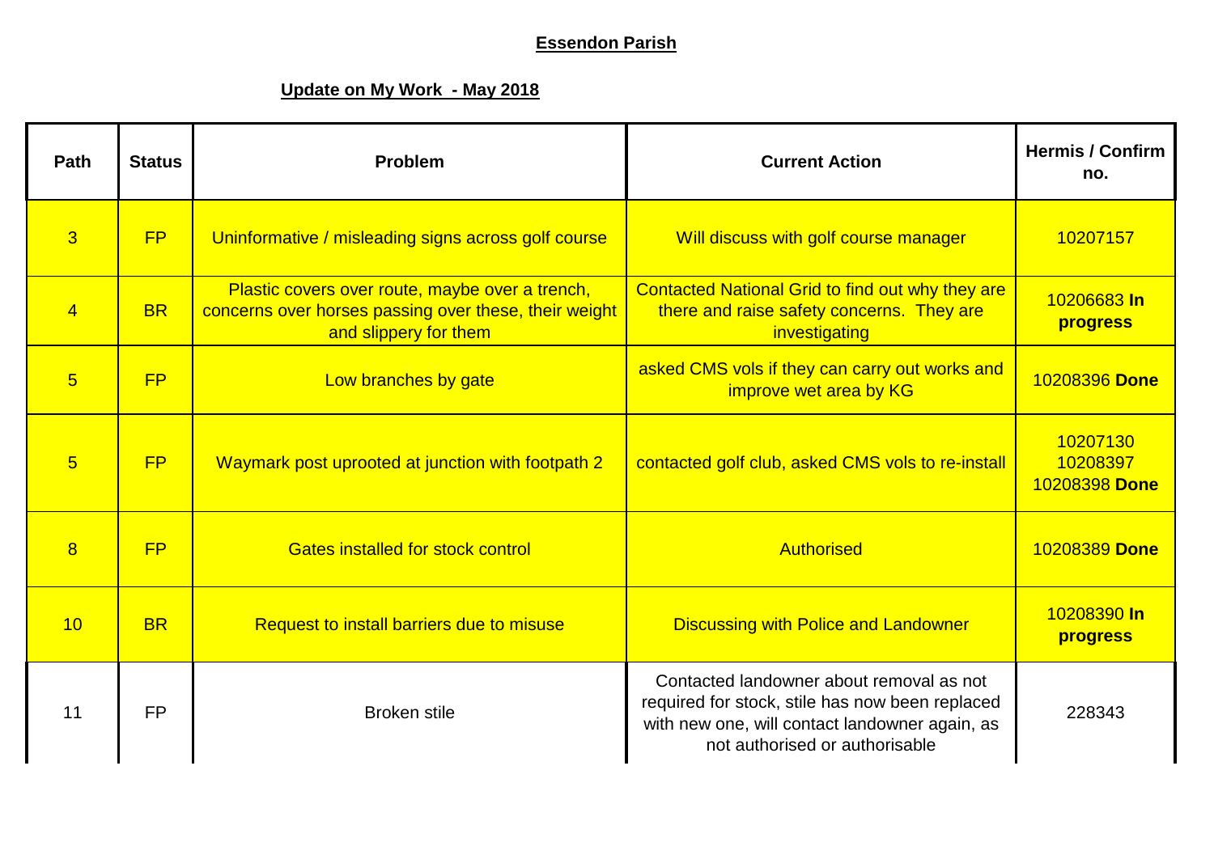# Essendon Parish

## Update on My Work - May 2018

| Path | Status | Problem | Current Action | Hermis / Confirm no. |
|---|---|---|---|---|
| 3 | FP | Uninformative / misleading signs across golf course | Will discuss with golf course manager | 10207157 |
| 4 | BR | Plastic covers over route, maybe over a trench, concerns over horses passing over these, their weight and slippery for them | Contacted National Grid to find out why they are there and raise safety concerns. They are investigating | 10206683 **In progress** |
| 5 | FP | Low branches by gate | asked CMS vols if they can carry out works and improve wet area by KG | 10208396 **Done** |
| 5 | FP | Waymark post uprooted at junction with footpath 2 | contacted golf club, asked CMS vols to re-install | 10207130 10208397 10208398 **Done** |
| 8 | FP | Gates installed for stock control | Authorised | 10208389 **Done** |
| 10 | BR | Request to install barriers due to misuse | Discussing with Police and Landowner | 10208390 **In progress** |
| 11 | FP | Broken stile | Contacted landowner about removal as not required for stock, stile has now been replaced with new one, will contact landowner again, as not authorised or authorisable | 228343 |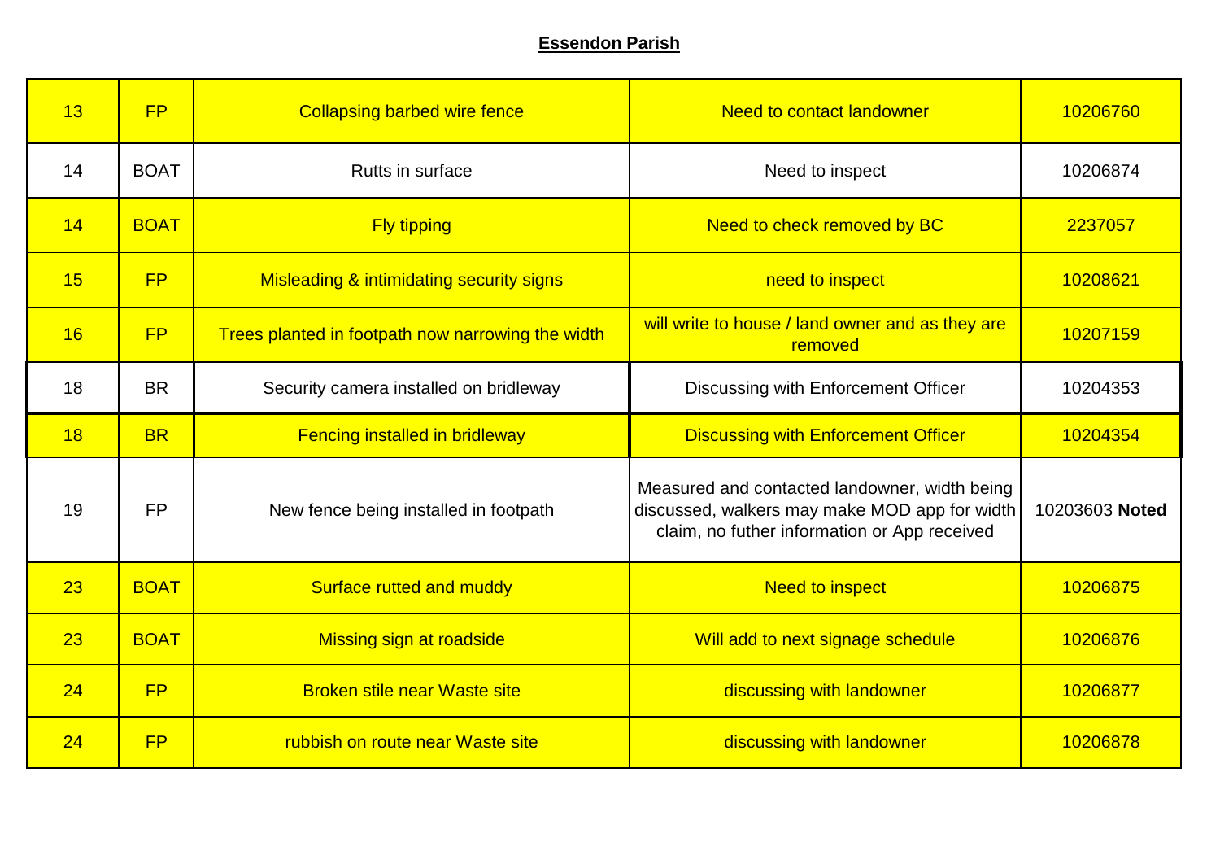**Essendon Parish**

| | | | | |
|---|---|---|---|---|
| 13 | FP | Collapsing barbed wire fence | Need to contact landowner | 10206760 |
| 14 | BOAT | Rutts in surface | Need to inspect | 10206874 |
| 14 | BOAT | Fly tipping | Need to check removed by BC | 2237057 |
| 15 | FP | Misleading & intimidating security signs | need to inspect | 10208621 |
| 16 | FP | Trees planted in footpath now narrowing the width | will write to house / land owner and as they are removed | 10207159 |
| 18 | BR | Security camera installed on bridleway | Discussing with Enforcement Officer | 10204353 |
| 18 | BR | Fencing installed in bridleway | Discussing with Enforcement Officer | 10204354 |
| 19 | FP | New fence being installed in footpath | Measured and contacted landowner, width being discussed, walkers may make MOD app for width claim, no futher information or App received | 10203603 **Noted** |
| 23 | BOAT | Surface rutted and muddy | Need to inspect | 10206875 |
| 23 | BOAT | Missing sign at roadside | Will add to next signage schedule | 10206876 |
| 24 | FP | Broken stile near Waste site | discussing with landowner | 10206877 |
| 24 | FP | rubbish on route near Waste site | discussing with landowner | 10206878 |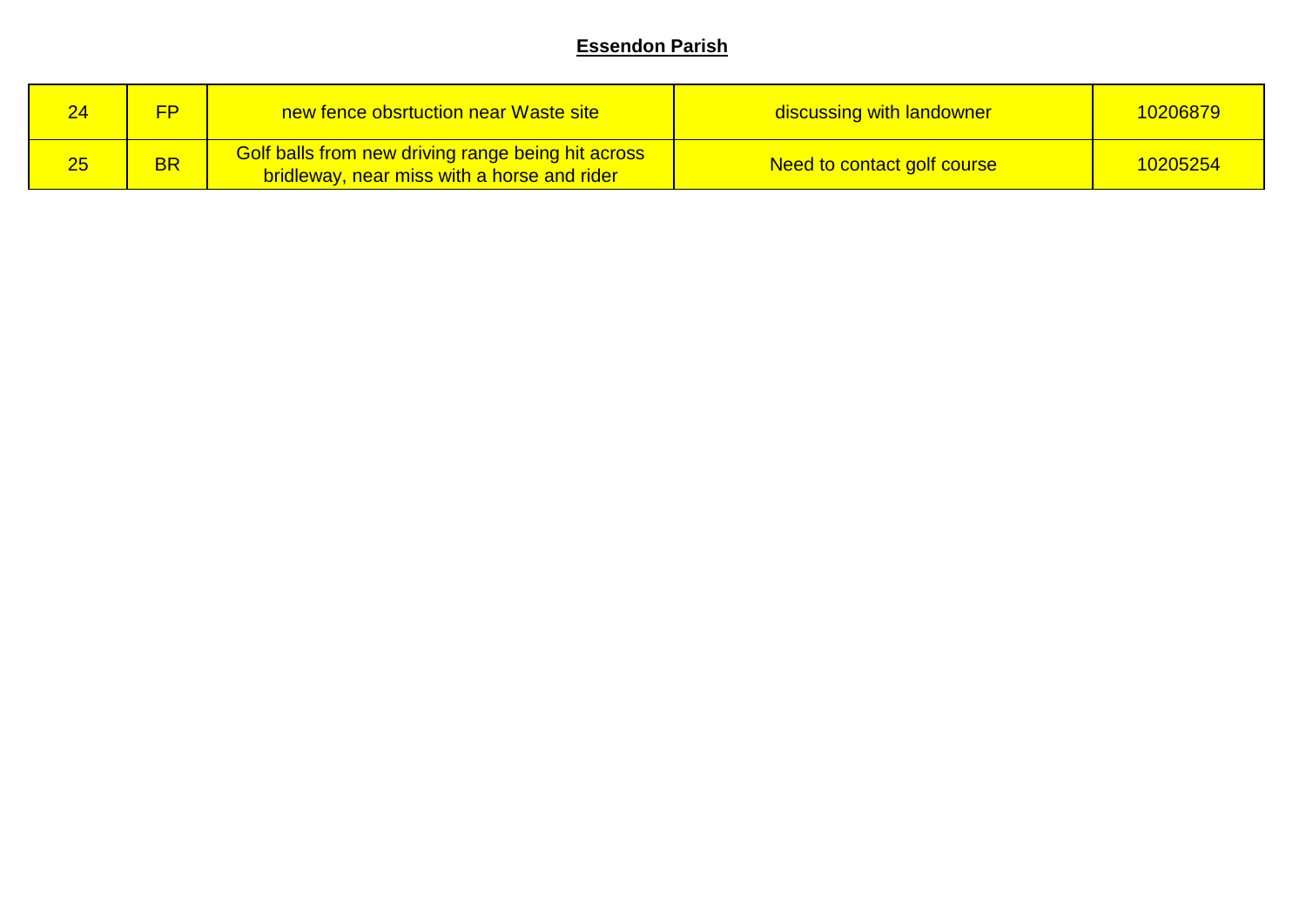**Essendon Parish**

| | | | | |
|---|---|---|---|---|
| 24 | FP | new fence obsrtuction near Waste site | discussing with landowner | 10206879 |
| 25 | BR | Golf balls from new driving range being hit across bridleway, near miss with a horse and rider | Need to contact golf course | 10205254 |